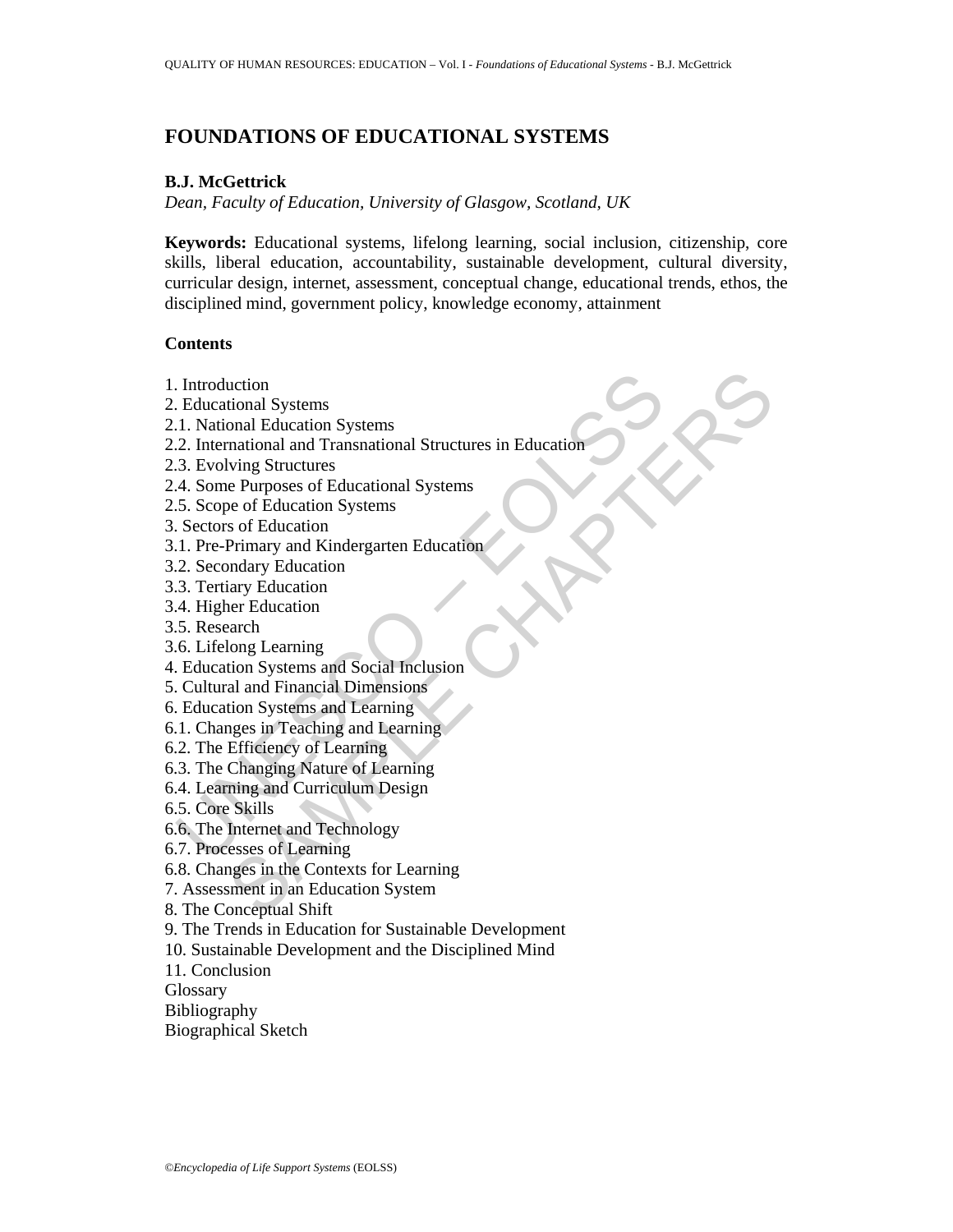# FOUNDATIONS OF EDUCATIONAL SYSTEMS

**B.J. McGettrick**

*Dean, Faculty of Education, University of Glasgow, Scotland, UK*

**Keywords:** Educational systems, lifelong learning, social inclusion, citizenship, core skills, liberal education, accountability, sustainable development, cultural diversity, curricular design, internet, assessment, conceptual change, educational trends, ethos, the disciplined mind, government policy, knowledge economy, attainment

## Contents

1. Introduction
2. Educational Systems
2.1. National Education Systems
2.2. International and Transnational Structures in Education
2.3. Evolving Structures
2.4. Some Purposes of Educational Systems
2.5. Scope of Education Systems
3. Sectors of Education
3.1. Pre-Primary and Kindergarten Education
3.2. Secondary Education
3.3. Tertiary Education
3.4. Higher Education
3.5. Research
3.6. Lifelong Learning
4. Education Systems and Social Inclusion
5. Cultural and Financial Dimensions
6. Education Systems and Learning
6.1. Changes in Teaching and Learning
6.2. The Efficiency of Learning
6.3. The Changing Nature of Learning
6.4. Learning and Curriculum Design
6.5. Core Skills
6.6. The Internet and Technology
6.7. Processes of Learning
6.8. Changes in the Contexts for Learning
7. Assessment in an Education System
8. The Conceptual Shift
9. The Trends in Education for Sustainable Development
10. Sustainable Development and the Disciplined Mind
11. Conclusion
Glossary
Bibliography
Biographical Sketch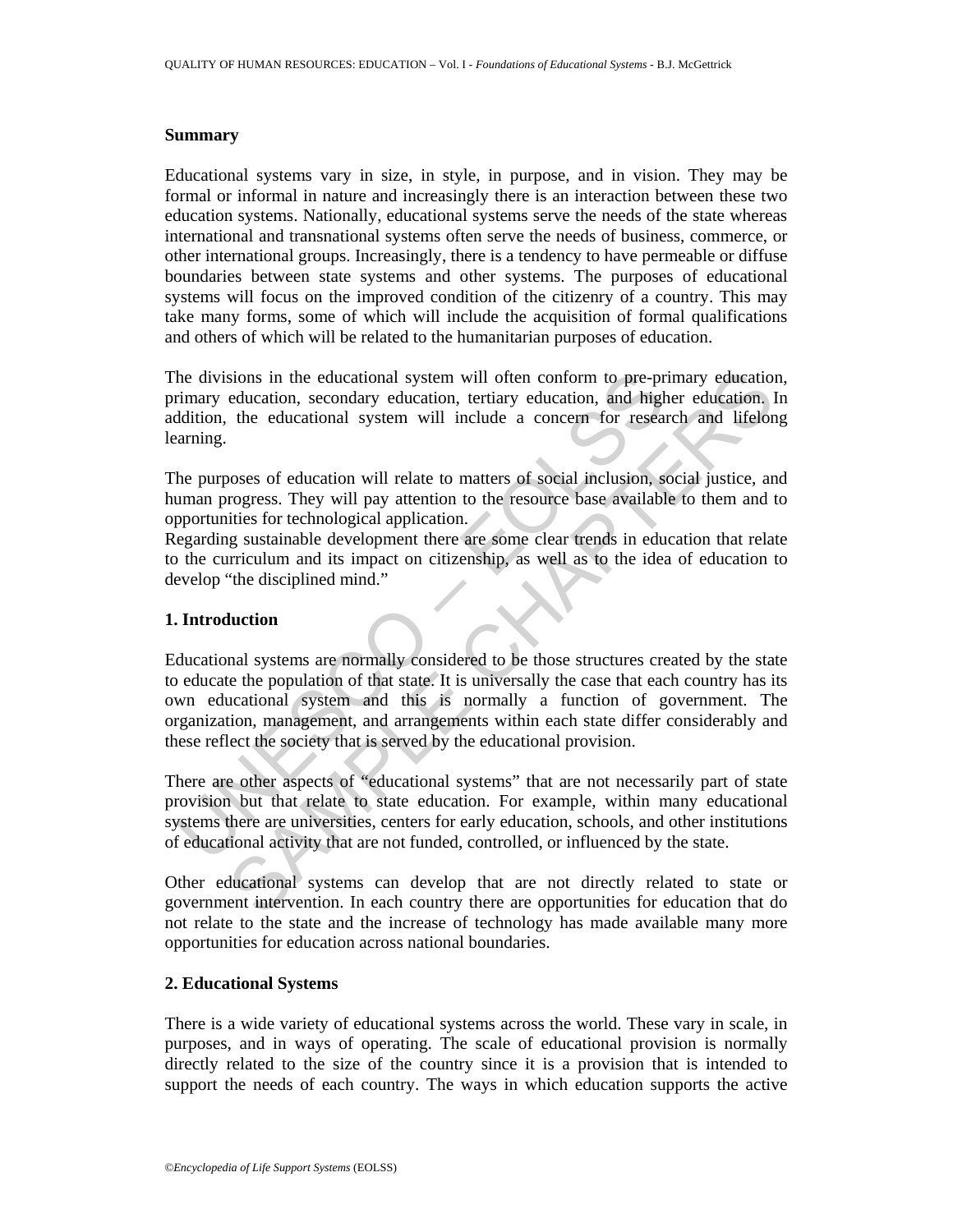## Summary

Educational systems vary in size, in style, in purpose, and in vision. They may be formal or informal in nature and increasingly there is an interaction between these two education systems. Nationally, educational systems serve the needs of the state whereas international and transnational systems often serve the needs of business, commerce, or other international groups. Increasingly, there is a tendency to have permeable or diffuse boundaries between state systems and other systems. The purposes of educational systems will focus on the improved condition of the citizenry of a country. This may take many forms, some of which will include the acquisition of formal qualifications and others of which will be related to the humanitarian purposes of education.

The divisions in the educational system will often conform to pre-primary education, primary education, secondary education, tertiary education, and higher education. In addition, the educational system will include a concern for research and lifelong learning.

The purposes of education will relate to matters of social inclusion, social justice, and human progress. They will pay attention to the resource base available to them and to opportunities for technological application.

Regarding sustainable development there are some clear trends in education that relate to the curriculum and its impact on citizenship, as well as to the idea of education to develop "the disciplined mind."

## 1. Introduction

Educational systems are normally considered to be those structures created by the state to educate the population of that state. It is universally the case that each country has its own educational system and this is normally a function of government. The organization, management, and arrangements within each state differ considerably and these reflect the society that is served by the educational provision.

There are other aspects of "educational systems" that are not necessarily part of state provision but that relate to state education. For example, within many educational systems there are universities, centers for early education, schools, and other institutions of educational activity that are not funded, controlled, or influenced by the state.

Other educational systems can develop that are not directly related to state or government intervention. In each country there are opportunities for education that do not relate to the state and the increase of technology has made available many more opportunities for education across national boundaries.

## 2. Educational Systems

There is a wide variety of educational systems across the world. These vary in scale, in purposes, and in ways of operating. The scale of educational provision is normally directly related to the size of the country since it is a provision that is intended to support the needs of each country. The ways in which education supports the active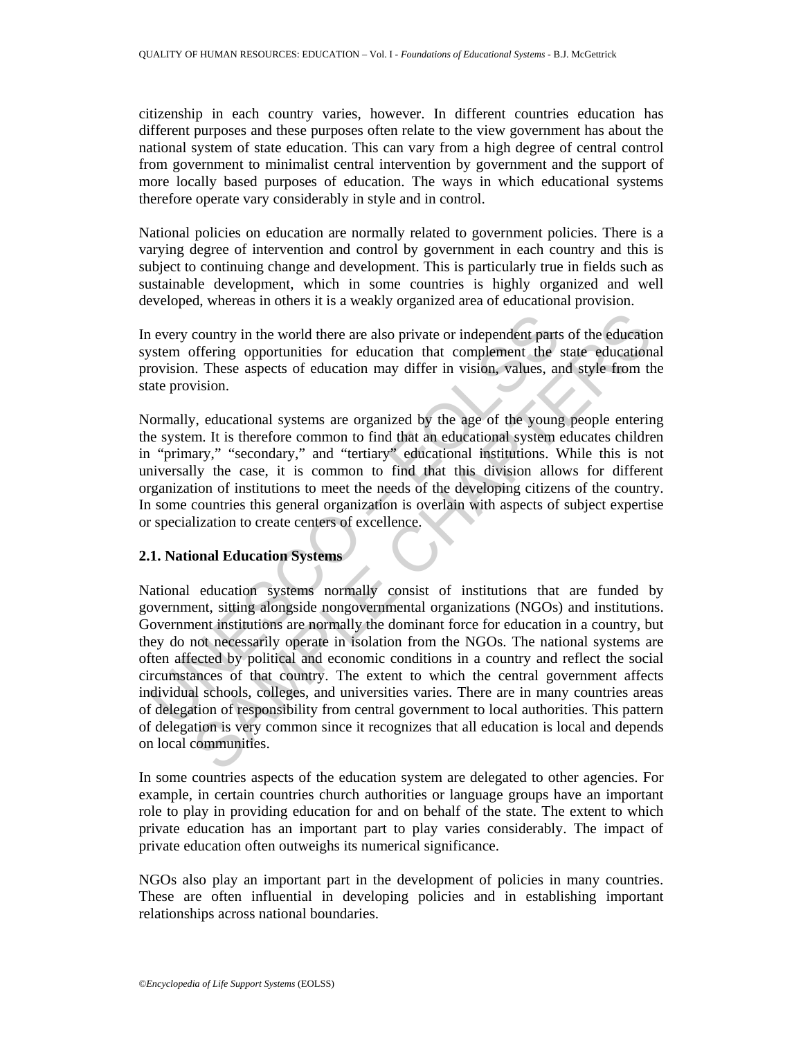citizenship in each country varies, however. In different countries education has different purposes and these purposes often relate to the view government has about the national system of state education. This can vary from a high degree of central control from government to minimalist central intervention by government and the support of more locally based purposes of education. The ways in which educational systems therefore operate vary considerably in style and in control.

National policies on education are normally related to government policies. There is a varying degree of intervention and control by government in each country and this is subject to continuing change and development. This is particularly true in fields such as sustainable development, which in some countries is highly organized and well developed, whereas in others it is a weakly organized area of educational provision.

In every country in the world there are also private or independent parts of the education system offering opportunities for education that complement the state educational provision. These aspects of education may differ in vision, values, and style from the state provision.

Normally, educational systems are organized by the age of the young people entering the system. It is therefore common to find that an educational system educates children in "primary," "secondary," and "tertiary" educational institutions. While this is not universally the case, it is common to find that this division allows for different organization of institutions to meet the needs of the developing citizens of the country. In some countries this general organization is overlain with aspects of subject expertise or specialization to create centers of excellence.

### 2.1. National Education Systems

National education systems normally consist of institutions that are funded by government, sitting alongside nongovernmental organizations (NGOs) and institutions. Government institutions are normally the dominant force for education in a country, but they do not necessarily operate in isolation from the NGOs. The national systems are often affected by political and economic conditions in a country and reflect the social circumstances of that country. The extent to which the central government affects individual schools, colleges, and universities varies. There are in many countries areas of delegation of responsibility from central government to local authorities. This pattern of delegation is very common since it recognizes that all education is local and depends on local communities.

In some countries aspects of the education system are delegated to other agencies. For example, in certain countries church authorities or language groups have an important role to play in providing education for and on behalf of the state. The extent to which private education has an important part to play varies considerably. The impact of private education often outweighs its numerical significance.

NGOs also play an important part in the development of policies in many countries. These are often influential in developing policies and in establishing important relationships across national boundaries.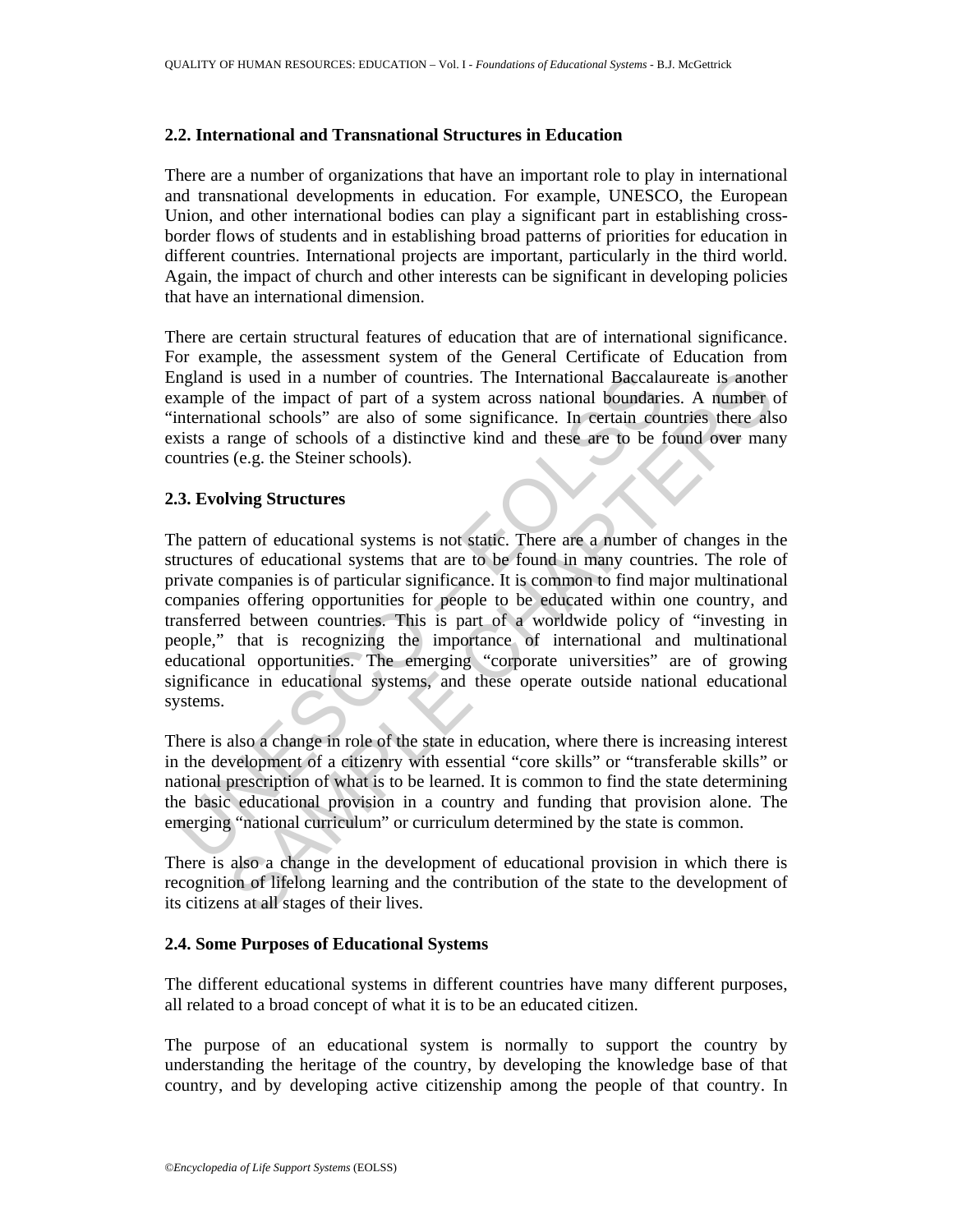### 2.2. International and Transnational Structures in Education

There are a number of organizations that have an important role to play in international and transnational developments in education. For example, UNESCO, the European Union, and other international bodies can play a significant part in establishing cross-border flows of students and in establishing broad patterns of priorities for education in different countries. International projects are important, particularly in the third world. Again, the impact of church and other interests can be significant in developing policies that have an international dimension.

There are certain structural features of education that are of international significance. For example, the assessment system of the General Certificate of Education from England is used in a number of countries. The International Baccalaureate is another example of the impact of part of a system across national boundaries. A number of "international schools" are also of some significance. In certain countries there also exists a range of schools of a distinctive kind and these are to be found over many countries (e.g. the Steiner schools).

### 2.3. Evolving Structures

The pattern of educational systems is not static. There are a number of changes in the structures of educational systems that are to be found in many countries. The role of private companies is of particular significance. It is common to find major multinational companies offering opportunities for people to be educated within one country, and transferred between countries. This is part of a worldwide policy of "investing in people," that is recognizing the importance of international and multinational educational opportunities. The emerging "corporate universities" are of growing significance in educational systems, and these operate outside national educational systems.

There is also a change in role of the state in education, where there is increasing interest in the development of a citizenry with essential "core skills" or "transferable skills" or national prescription of what is to be learned. It is common to find the state determining the basic educational provision in a country and funding that provision alone. The emerging "national curriculum" or curriculum determined by the state is common.

There is also a change in the development of educational provision in which there is recognition of lifelong learning and the contribution of the state to the development of its citizens at all stages of their lives.

### 2.4. Some Purposes of Educational Systems

The different educational systems in different countries have many different purposes, all related to a broad concept of what it is to be an educated citizen.

The purpose of an educational system is normally to support the country by understanding the heritage of the country, by developing the knowledge base of that country, and by developing active citizenship among the people of that country. In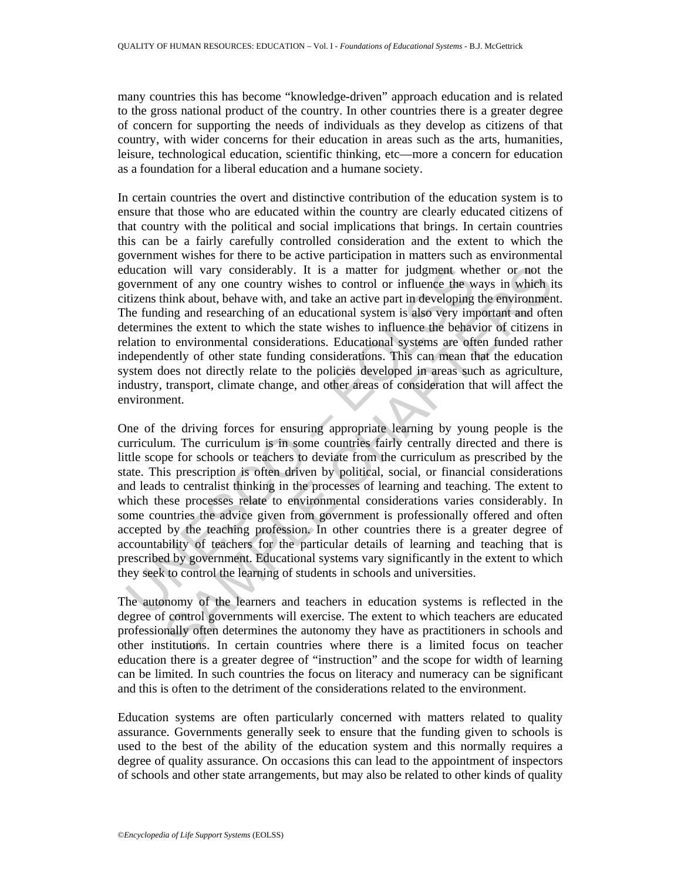many countries this has become "knowledge-driven" approach education and is related to the gross national product of the country. In other countries there is a greater degree of concern for supporting the needs of individuals as they develop as citizens of that country, with wider concerns for their education in areas such as the arts, humanities, leisure, technological education, scientific thinking, etc—more a concern for education as a foundation for a liberal education and a humane society.

In certain countries the overt and distinctive contribution of the education system is to ensure that those who are educated within the country are clearly educated citizens of that country with the political and social implications that brings. In certain countries this can be a fairly carefully controlled consideration and the extent to which the government wishes for there to be active participation in matters such as environmental education will vary considerably. It is a matter for judgment whether or not the government of any one country wishes to control or influence the ways in which its citizens think about, behave with, and take an active part in developing the environment. The funding and researching of an educational system is also very important and often determines the extent to which the state wishes to influence the behavior of citizens in relation to environmental considerations. Educational systems are often funded rather independently of other state funding considerations. This can mean that the education system does not directly relate to the policies developed in areas such as agriculture, industry, transport, climate change, and other areas of consideration that will affect the environment.

One of the driving forces for ensuring appropriate learning by young people is the curriculum. The curriculum is in some countries fairly centrally directed and there is little scope for schools or teachers to deviate from the curriculum as prescribed by the state. This prescription is often driven by political, social, or financial considerations and leads to centralist thinking in the processes of learning and teaching. The extent to which these processes relate to environmental considerations varies considerably. In some countries the advice given from government is professionally offered and often accepted by the teaching profession. In other countries there is a greater degree of accountability of teachers for the particular details of learning and teaching that is prescribed by government. Educational systems vary significantly in the extent to which they seek to control the learning of students in schools and universities.

The autonomy of the learners and teachers in education systems is reflected in the degree of control governments will exercise. The extent to which teachers are educated professionally often determines the autonomy they have as practitioners in schools and other institutions. In certain countries where there is a limited focus on teacher education there is a greater degree of "instruction" and the scope for width of learning can be limited. In such countries the focus on literacy and numeracy can be significant and this is often to the detriment of the considerations related to the environment.

Education systems are often particularly concerned with matters related to quality assurance. Governments generally seek to ensure that the funding given to schools is used to the best of the ability of the education system and this normally requires a degree of quality assurance. On occasions this can lead to the appointment of inspectors of schools and other state arrangements, but may also be related to other kinds of quality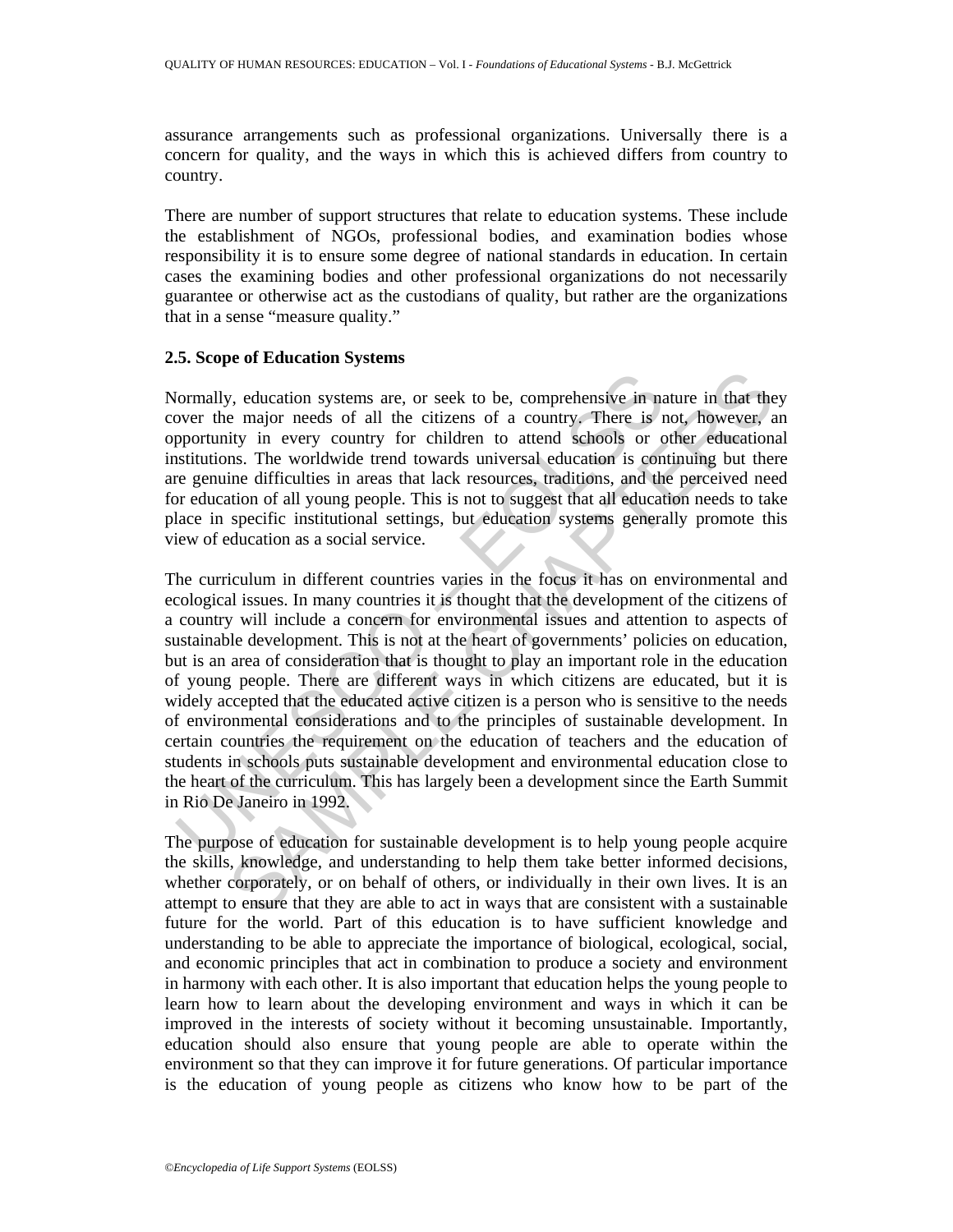assurance arrangements such as professional organizations. Universally there is a concern for quality, and the ways in which this is achieved differs from country to country.

There are number of support structures that relate to education systems. These include the establishment of NGOs, professional bodies, and examination bodies whose responsibility it is to ensure some degree of national standards in education. In certain cases the examining bodies and other professional organizations do not necessarily guarantee or otherwise act as the custodians of quality, but rather are the organizations that in a sense "measure quality."

### 2.5. Scope of Education Systems

Normally, education systems are, or seek to be, comprehensive in nature in that they cover the major needs of all the citizens of a country. There is not, however, an opportunity in every country for children to attend schools or other educational institutions. The worldwide trend towards universal education is continuing but there are genuine difficulties in areas that lack resources, traditions, and the perceived need for education of all young people. This is not to suggest that all education needs to take place in specific institutional settings, but education systems generally promote this view of education as a social service.

The curriculum in different countries varies in the focus it has on environmental and ecological issues. In many countries it is thought that the development of the citizens of a country will include a concern for environmental issues and attention to aspects of sustainable development. This is not at the heart of governments' policies on education, but is an area of consideration that is thought to play an important role in the education of young people. There are different ways in which citizens are educated, but it is widely accepted that the educated active citizen is a person who is sensitive to the needs of environmental considerations and to the principles of sustainable development. In certain countries the requirement on the education of teachers and the education of students in schools puts sustainable development and environmental education close to the heart of the curriculum. This has largely been a development since the Earth Summit in Rio De Janeiro in 1992.

The purpose of education for sustainable development is to help young people acquire the skills, knowledge, and understanding to help them take better informed decisions, whether corporately, or on behalf of others, or individually in their own lives. It is an attempt to ensure that they are able to act in ways that are consistent with a sustainable future for the world. Part of this education is to have sufficient knowledge and understanding to be able to appreciate the importance of biological, ecological, social, and economic principles that act in combination to produce a society and environment in harmony with each other. It is also important that education helps the young people to learn how to learn about the developing environment and ways in which it can be improved in the interests of society without it becoming unsustainable. Importantly, education should also ensure that young people are able to operate within the environment so that they can improve it for future generations. Of particular importance is the education of young people as citizens who know how to be part of the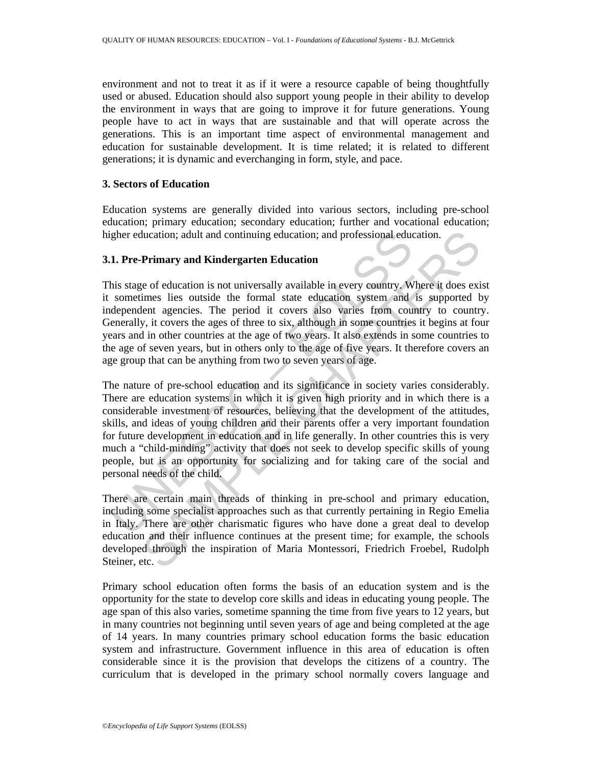environment and not to treat it as if it were a resource capable of being thoughtfully used or abused. Education should also support young people in their ability to develop the environment in ways that are going to improve it for future generations. Young people have to act in ways that are sustainable and that will operate across the generations. This is an important time aspect of environmental management and education for sustainable development. It is time related; it is related to different generations; it is dynamic and everchanging in form, style, and pace.

## 3. Sectors of Education

Education systems are generally divided into various sectors, including pre-school education; primary education; secondary education; further and vocational education; higher education; adult and continuing education; and professional education.

### 3.1. Pre-Primary and Kindergarten Education

This stage of education is not universally available in every country. Where it does exist it sometimes lies outside the formal state education system and is supported by independent agencies. The period it covers also varies from country to country. Generally, it covers the ages of three to six, although in some countries it begins at four years and in other countries at the age of two years. It also extends in some countries to the age of seven years, but in others only to the age of five years. It therefore covers an age group that can be anything from two to seven years of age.

The nature of pre-school education and its significance in society varies considerably. There are education systems in which it is given high priority and in which there is a considerable investment of resources, believing that the development of the attitudes, skills, and ideas of young children and their parents offer a very important foundation for future development in education and in life generally. In other countries this is very much a "child-minding" activity that does not seek to develop specific skills of young people, but is an opportunity for socializing and for taking care of the social and personal needs of the child.

There are certain main threads of thinking in pre-school and primary education, including some specialist approaches such as that currently pertaining in Regio Emelia in Italy. There are other charismatic figures who have done a great deal to develop education and their influence continues at the present time; for example, the schools developed through the inspiration of Maria Montessori, Friedrich Froebel, Rudolph Steiner, etc.

Primary school education often forms the basis of an education system and is the opportunity for the state to develop core skills and ideas in educating young people. The age span of this also varies, sometime spanning the time from five years to 12 years, but in many countries not beginning until seven years of age and being completed at the age of 14 years. In many countries primary school education forms the basic education system and infrastructure. Government influence in this area of education is often considerable since it is the provision that develops the citizens of a country. The curriculum that is developed in the primary school normally covers language and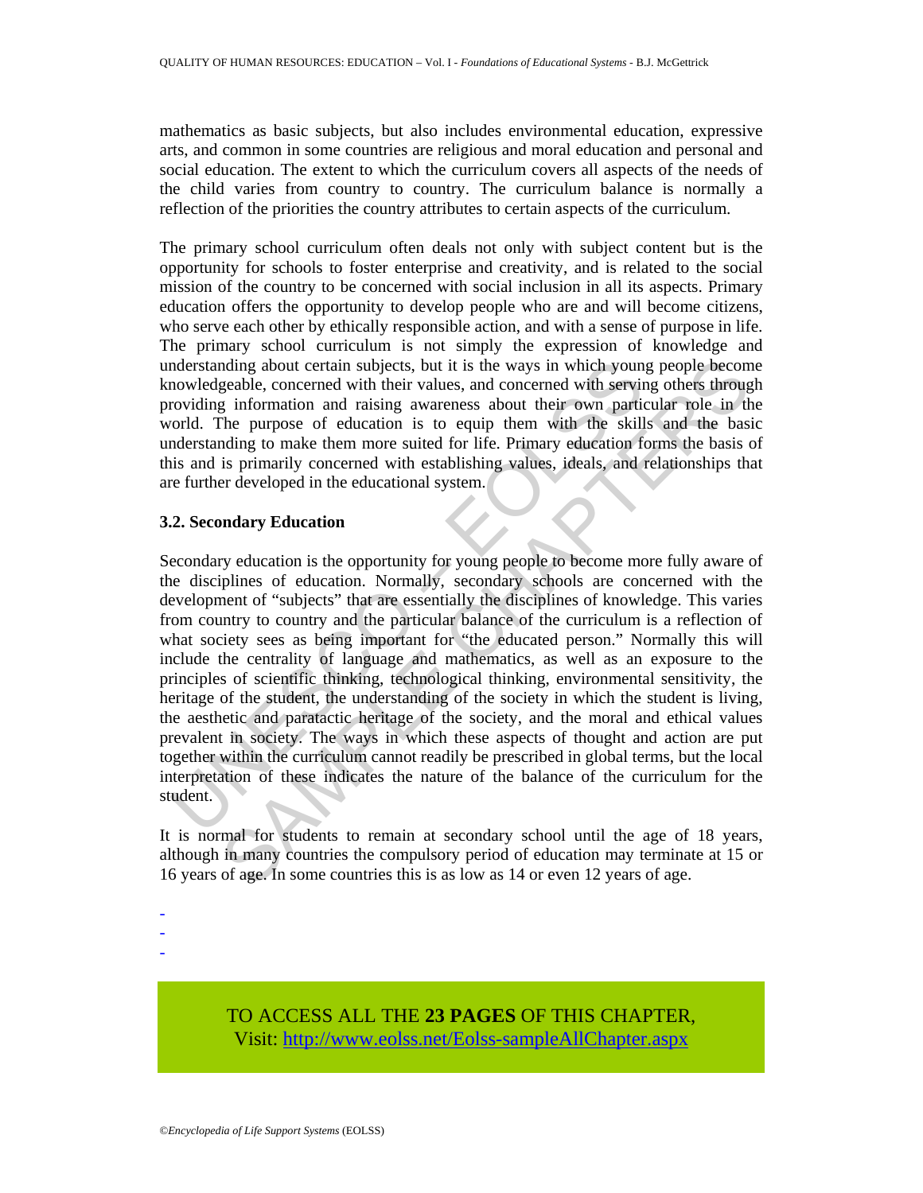mathematics as basic subjects, but also includes environmental education, expressive arts, and common in some countries are religious and moral education and personal and social education. The extent to which the curriculum covers all aspects of the needs of the child varies from country to country. The curriculum balance is normally a reflection of the priorities the country attributes to certain aspects of the curriculum.

The primary school curriculum often deals not only with subject content but is the opportunity for schools to foster enterprise and creativity, and is related to the social mission of the country to be concerned with social inclusion in all its aspects. Primary education offers the opportunity to develop people who are and will become citizens, who serve each other by ethically responsible action, and with a sense of purpose in life. The primary school curriculum is not simply the expression of knowledge and understanding about certain subjects, but it is the ways in which young people become knowledgeable, concerned with their values, and concerned with serving others through providing information and raising awareness about their own particular role in the world. The purpose of education is to equip them with the skills and the basic understanding to make them more suited for life. Primary education forms the basis of this and is primarily concerned with establishing values, ideals, and relationships that are further developed in the educational system.

### 3.2. Secondary Education

Secondary education is the opportunity for young people to become more fully aware of the disciplines of education. Normally, secondary schools are concerned with the development of "subjects" that are essentially the disciplines of knowledge. This varies from country to country and the particular balance of the curriculum is a reflection of what society sees as being important for "the educated person." Normally this will include the centrality of language and mathematics, as well as an exposure to the principles of scientific thinking, technological thinking, environmental sensitivity, the heritage of the student, the understanding of the society in which the student is living, the aesthetic and paratactic heritage of the society, and the moral and ethical values prevalent in society. The ways in which these aspects of thought and action are put together within the curriculum cannot readily be prescribed in global terms, but the local interpretation of these indicates the nature of the balance of the curriculum for the student.

It is normal for students to remain at secondary school until the age of 18 years, although in many countries the compulsory period of education may terminate at 15 or 16 years of age. In some countries this is as low as 14 or even 12 years of age.

-
-
-

TO ACCESS ALL THE **23 PAGES** OF THIS CHAPTER,
Visit: http://www.eolss.net/Eolss-sampleAllChapter.aspx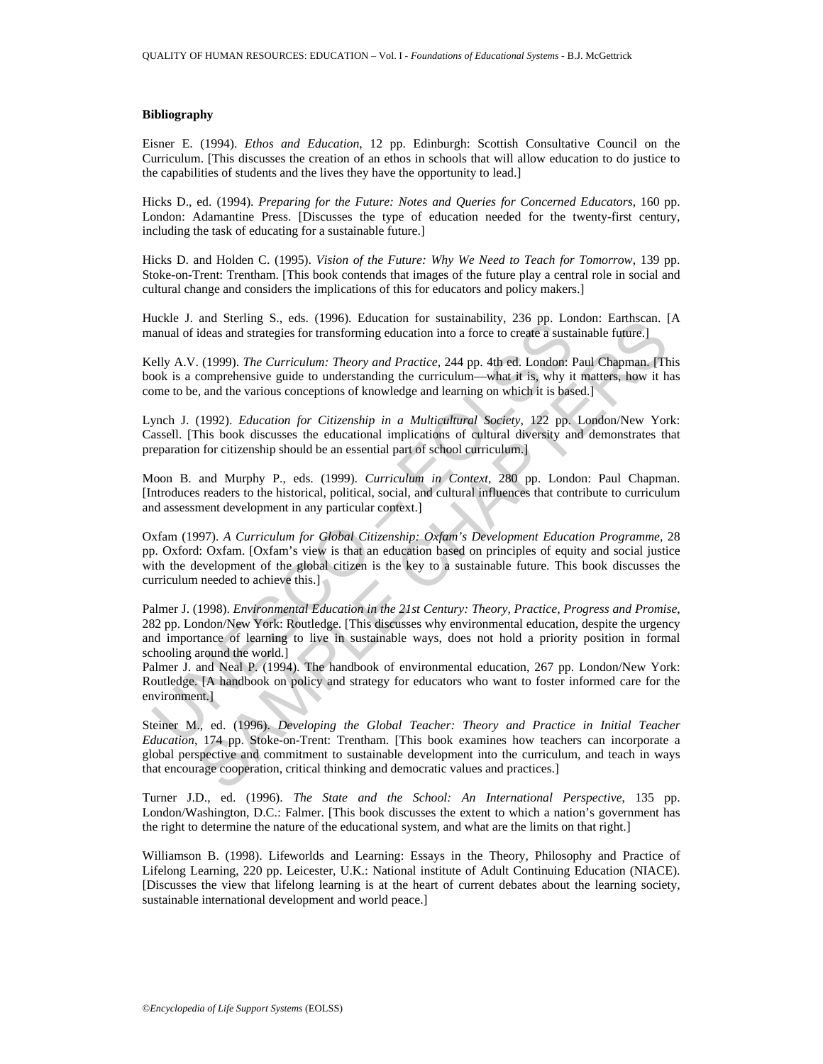**Bibliography**

Eisner E. (1994). *Ethos and Education*, 12 pp. Edinburgh: Scottish Consultative Council on the Curriculum. [This discusses the creation of an ethos in schools that will allow education to do justice to the capabilities of students and the lives they have the opportunity to lead.]

Hicks D., ed. (1994). *Preparing for the Future: Notes and Queries for Concerned Educators*, 160 pp. London: Adamantine Press. [Discusses the type of education needed for the twenty-first century, including the task of educating for a sustainable future.]

Hicks D. and Holden C. (1995). *Vision of the Future: Why We Need to Teach for Tomorrow*, 139 pp. Stoke-on-Trent: Trentham. [This book contends that images of the future play a central role in social and cultural change and considers the implications of this for educators and policy makers.]

Huckle J. and Sterling S., eds. (1996). Education for sustainability, 236 pp. London: Earthscan. [A manual of ideas and strategies for transforming education into a force to create a sustainable future.]

Kelly A.V. (1999). *The Curriculum: Theory and Practice*, 244 pp. 4th ed. London: Paul Chapman. [This book is a comprehensive guide to understanding the curriculum—what it is, why it matters, how it has come to be, and the various conceptions of knowledge and learning on which it is based.]

Lynch J. (1992). *Education for Citizenship in a Multicultural Society*, 122 pp. London/New York: Cassell. [This book discusses the educational implications of cultural diversity and demonstrates that preparation for citizenship should be an essential part of school curriculum.]

Moon B. and Murphy P., eds. (1999). *Curriculum in Context*, 280 pp. London: Paul Chapman. [Introduces readers to the historical, political, social, and cultural influences that contribute to curriculum and assessment development in any particular context.]

Oxfam (1997). *A Curriculum for Global Citizenship: Oxfam's Development Education Programme*, 28 pp. Oxford: Oxfam. [Oxfam's view is that an education based on principles of equity and social justice with the development of the global citizen is the key to a sustainable future. This book discusses the curriculum needed to achieve this.]

Palmer J. (1998). *Environmental Education in the 21st Century: Theory, Practice, Progress and Promise*, 282 pp. London/New York: Routledge. [This discusses why environmental education, despite the urgency and importance of learning to live in sustainable ways, does not hold a priority position in formal schooling around the world.]

Palmer J. and Neal P. (1994). The handbook of environmental education, 267 pp. London/New York: Routledge. [A handbook on policy and strategy for educators who want to foster informed care for the environment.]

Steiner M., ed. (1996). *Developing the Global Teacher: Theory and Practice in Initial Teacher Education*, 174 pp. Stoke-on-Trent: Trentham. [This book examines how teachers can incorporate a global perspective and commitment to sustainable development into the curriculum, and teach in ways that encourage cooperation, critical thinking and democratic values and practices.]

Turner J.D., ed. (1996). *The State and the School: An International Perspective*, 135 pp. London/Washington, D.C.: Falmer. [This book discusses the extent to which a nation's government has the right to determine the nature of the educational system, and what are the limits on that right.]

Williamson B. (1998). Lifeworlds and Learning: Essays in the Theory, Philosophy and Practice of Lifelong Learning, 220 pp. Leicester, U.K.: National institute of Adult Continuing Education (NIACE). [Discusses the view that lifelong learning is at the heart of current debates about the learning society, sustainable international development and world peace.]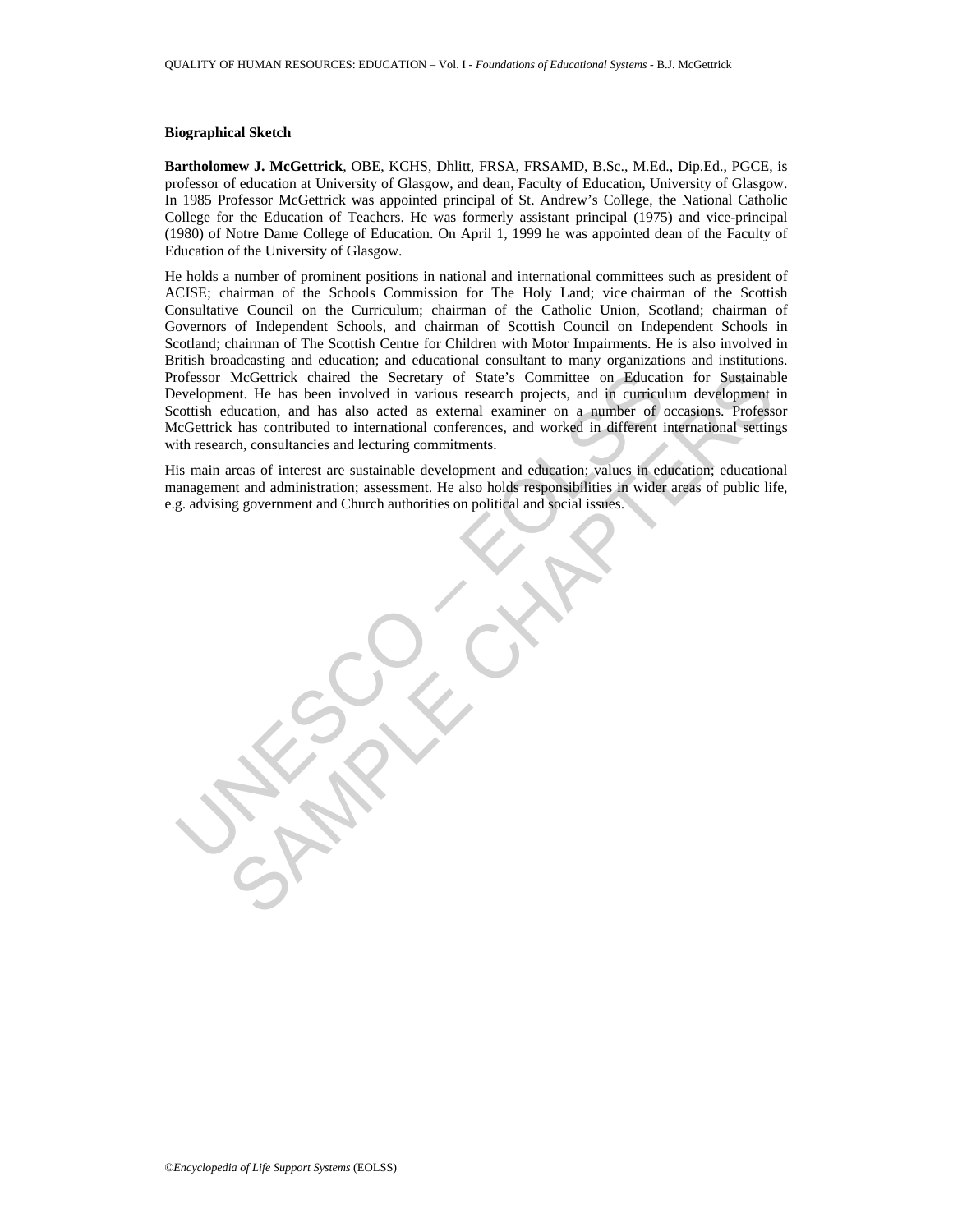#### Biographical Sketch

**Bartholomew J. McGettrick**, OBE, KCHS, Dhlitt, FRSA, FRSAMD, B.Sc., M.Ed., Dip.Ed., PGCE, is professor of education at University of Glasgow, and dean, Faculty of Education, University of Glasgow. In 1985 Professor McGettrick was appointed principal of St. Andrew's College, the National Catholic College for the Education of Teachers. He was formerly assistant principal (1975) and vice-principal (1980) of Notre Dame College of Education. On April 1, 1999 he was appointed dean of the Faculty of Education of the University of Glasgow.

He holds a number of prominent positions in national and international committees such as president of ACISE; chairman of the Schools Commission for The Holy Land; vice chairman of the Scottish Consultative Council on the Curriculum; chairman of the Catholic Union, Scotland; chairman of Governors of Independent Schools, and chairman of Scottish Council on Independent Schools in Scotland; chairman of The Scottish Centre for Children with Motor Impairments. He is also involved in British broadcasting and education; and educational consultant to many organizations and institutions. Professor McGettrick chaired the Secretary of State's Committee on Education for Sustainable Development. He has been involved in various research projects, and in curriculum development in Scottish education, and has also acted as external examiner on a number of occasions. Professor McGettrick has contributed to international conferences, and worked in different international settings with research, consultancies and lecturing commitments.

His main areas of interest are sustainable development and education; values in education; educational management and administration; assessment. He also holds responsibilities in wider areas of public life, e.g. advising government and Church authorities on political and social issues.